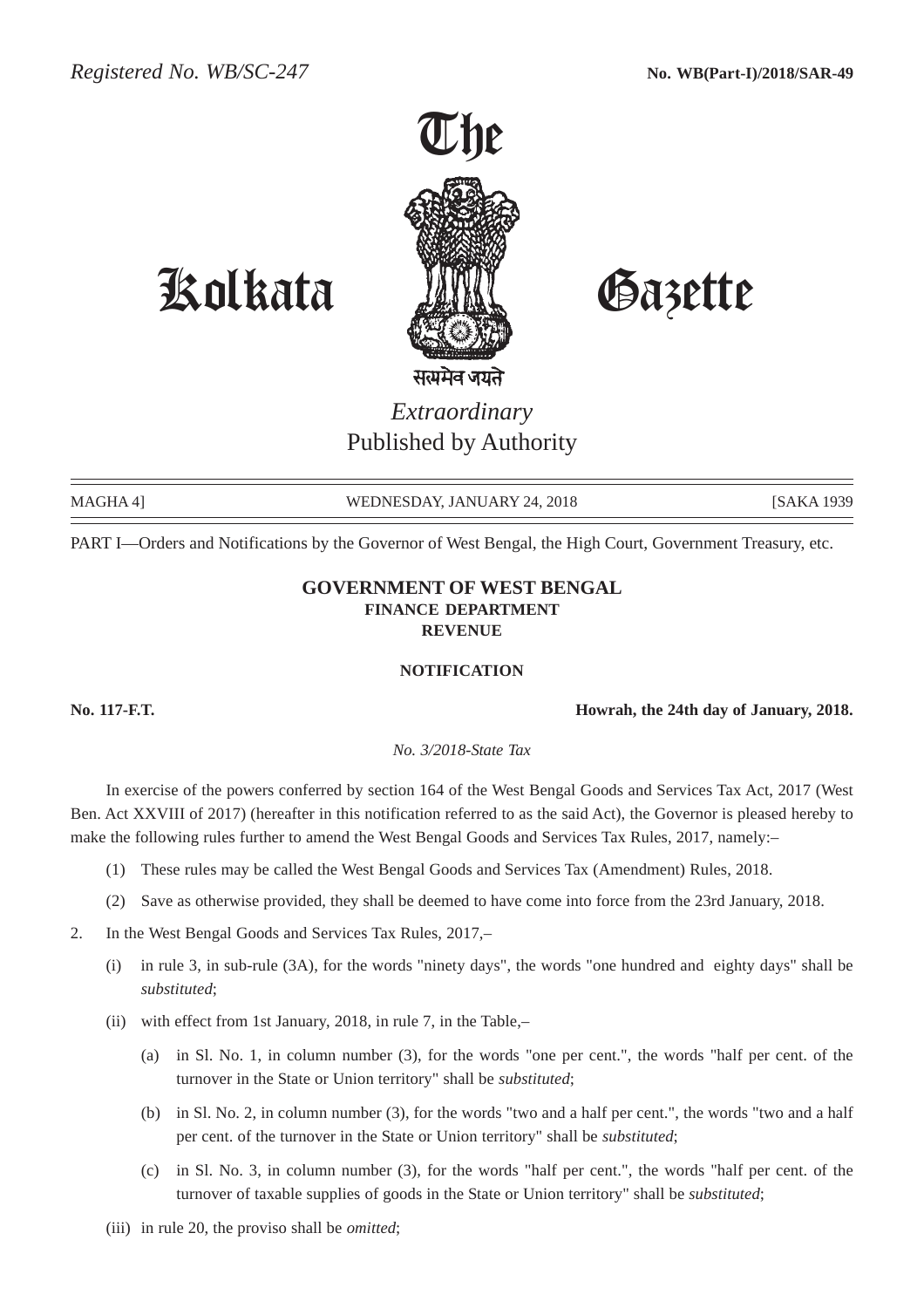*Registered No. WB/SC-247* **No. WB(Part-I)/2018/SAR-49**

# The Kolkata Gazette

सत्यमेव जयते

*Extraordinary*

Published by Authority

MAGHA 4] WEDNESDAY, JANUARY 24, 2018 [SAKA 1939

PART I—Orders and Notifications by the Governor of West Bengal, the High Court, Government Treasury, etc.

## GOVERNMENT OF WEST BENGAL
### FINANCE DEPARTMENT
### REVENUE

### NOTIFICATION

**No. 117-F.T.** **Howrah, the 24th day of January, 2018.**

*No. 3/2018-State Tax*

In exercise of the powers conferred by section 164 of the West Bengal Goods and Services Tax Act, 2017 (West Ben. Act XXVIII of 2017) (hereafter in this notification referred to as the said Act), the Governor is pleased hereby to make the following rules further to amend the West Bengal Goods and Services Tax Rules, 2017, namely:–

(1) These rules may be called the West Bengal Goods and Services Tax (Amendment) Rules, 2018.

(2) Save as otherwise provided, they shall be deemed to have come into force from the 23rd January, 2018.

2. In the West Bengal Goods and Services Tax Rules, 2017,–

(i) in rule 3, in sub-rule (3A), for the words "ninety days", the words "one hundred and eighty days" shall be *substituted*;

(ii) with effect from 1st January, 2018, in rule 7, in the Table,–

(a) in Sl. No. 1, in column number (3), for the words "one per cent.", the words "half per cent. of the turnover in the State or Union territory" shall be *substituted*;

(b) in Sl. No. 2, in column number (3), for the words "two and a half per cent.", the words "two and a half per cent. of the turnover in the State or Union territory" shall be *substituted*;

(c) in Sl. No. 3, in column number (3), for the words "half per cent.", the words "half per cent. of the turnover of taxable supplies of goods in the State or Union territory" shall be *substituted*;

(iii) in rule 20, the proviso shall be *omitted*;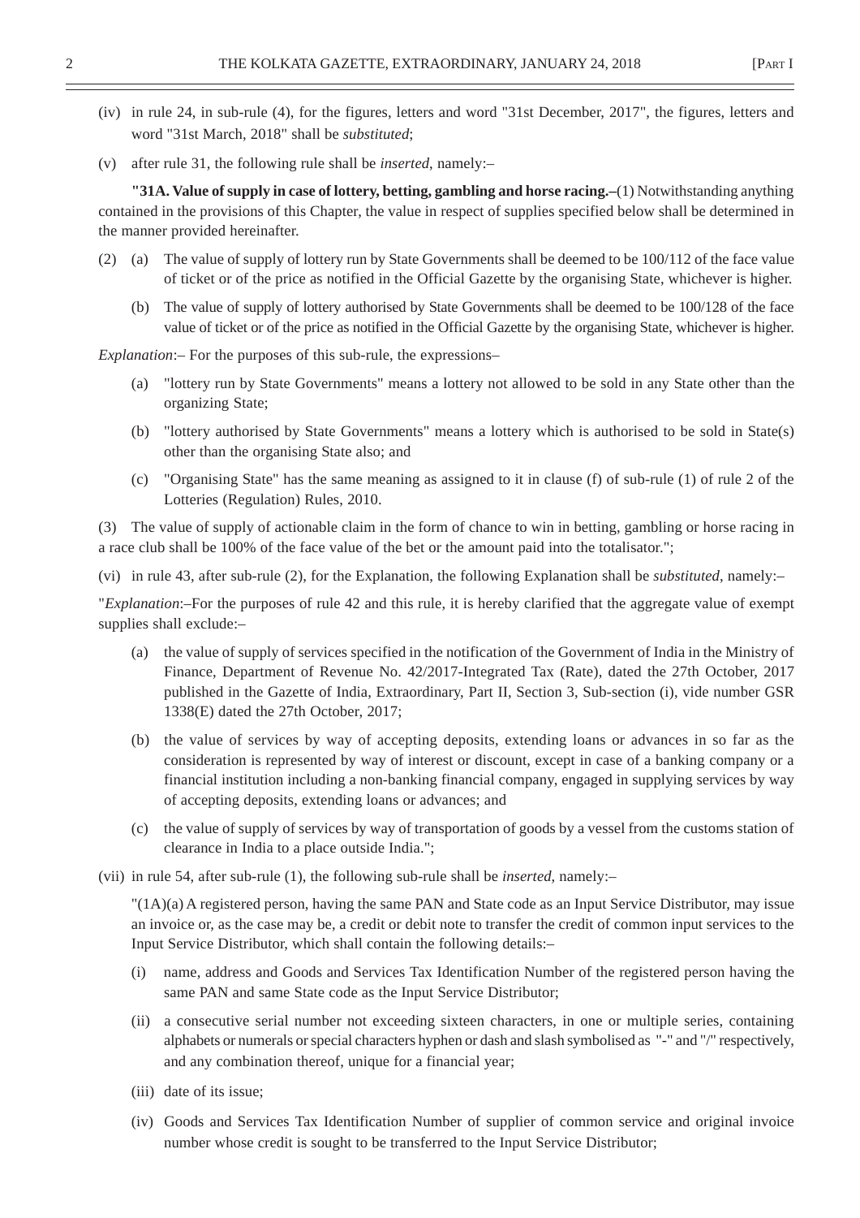(iv) in rule 24, in sub-rule (4), for the figures, letters and word "31st December, 2017", the figures, letters and word "31st March, 2018" shall be *substituted*;

(v) after rule 31, the following rule shall be *inserted*, namely:–

**"31A. Value of supply in case of lottery, betting, gambling and horse racing.–**(1) Notwithstanding anything contained in the provisions of this Chapter, the value in respect of supplies specified below shall be determined in the manner provided hereinafter.

(2) (a) The value of supply of lottery run by State Governments shall be deemed to be 100/112 of the face value of ticket or of the price as notified in the Official Gazette by the organising State, whichever is higher.

(b) The value of supply of lottery authorised by State Governments shall be deemed to be 100/128 of the face value of ticket or of the price as notified in the Official Gazette by the organising State, whichever is higher.

*Explanation*:– For the purposes of this sub-rule, the expressions–

(a) "lottery run by State Governments" means a lottery not allowed to be sold in any State other than the organizing State;

(b) "lottery authorised by State Governments" means a lottery which is authorised to be sold in State(s) other than the organising State also; and

(c) "Organising State" has the same meaning as assigned to it in clause (f) of sub-rule (1) of rule 2 of the Lotteries (Regulation) Rules, 2010.

(3) The value of supply of actionable claim in the form of chance to win in betting, gambling or horse racing in a race club shall be 100% of the face value of the bet or the amount paid into the totalisator.";

(vi) in rule 43, after sub-rule (2), for the Explanation, the following Explanation shall be *substituted*, namely:–

"*Explanation*:–For the purposes of rule 42 and this rule, it is hereby clarified that the aggregate value of exempt supplies shall exclude:–

(a) the value of supply of services specified in the notification of the Government of India in the Ministry of Finance, Department of Revenue No. 42/2017-Integrated Tax (Rate), dated the 27th October, 2017 published in the Gazette of India, Extraordinary, Part II, Section 3, Sub-section (i), vide number GSR 1338(E) dated the 27th October, 2017;

(b) the value of services by way of accepting deposits, extending loans or advances in so far as the consideration is represented by way of interest or discount, except in case of a banking company or a financial institution including a non-banking financial company, engaged in supplying services by way of accepting deposits, extending loans or advances; and

(c) the value of supply of services by way of transportation of goods by a vessel from the customs station of clearance in India to a place outside India.";

(vii) in rule 54, after sub-rule (1), the following sub-rule shall be *inserted*, namely:–

"(1A)(a) A registered person, having the same PAN and State code as an Input Service Distributor, may issue an invoice or, as the case may be, a credit or debit note to transfer the credit of common input services to the Input Service Distributor, which shall contain the following details:–

(i) name, address and Goods and Services Tax Identification Number of the registered person having the same PAN and same State code as the Input Service Distributor;

(ii) a consecutive serial number not exceeding sixteen characters, in one or multiple series, containing alphabets or numerals or special characters hyphen or dash and slash symbolised as "-" and "/" respectively, and any combination thereof, unique for a financial year;

(iii) date of its issue;

(iv) Goods and Services Tax Identification Number of supplier of common service and original invoice number whose credit is sought to be transferred to the Input Service Distributor;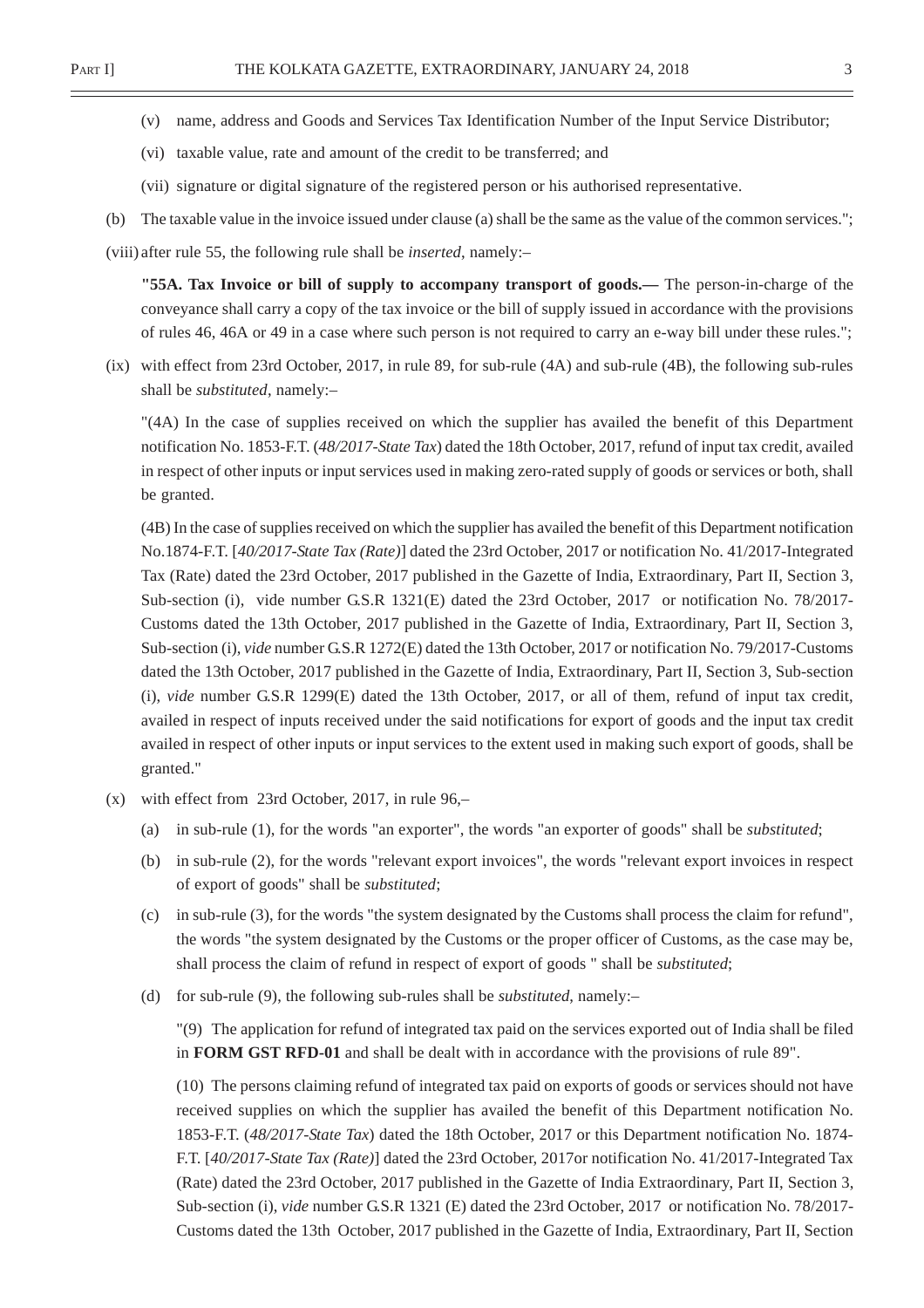(v) name, address and Goods and Services Tax Identification Number of the Input Service Distributor;

(vi) taxable value, rate and amount of the credit to be transferred; and

(vii) signature or digital signature of the registered person or his authorised representative.

(b) The taxable value in the invoice issued under clause (a) shall be the same as the value of the common services.";

(viii) after rule 55, the following rule shall be *inserted*, namely:–

**"55A. Tax Invoice or bill of supply to accompany transport of goods.—** The person-in-charge of the conveyance shall carry a copy of the tax invoice or the bill of supply issued in accordance with the provisions of rules 46, 46A or 49 in a case where such person is not required to carry an e-way bill under these rules.";

(ix) with effect from 23rd October, 2017, in rule 89, for sub-rule (4A) and sub-rule (4B), the following sub-rules shall be *substituted*, namely:–

"(4A) In the case of supplies received on which the supplier has availed the benefit of this Department notification No. 1853-F.T. (*48/2017-State Tax*) dated the 18th October, 2017, refund of input tax credit, availed in respect of other inputs or input services used in making zero-rated supply of goods or services or both, shall be granted.

(4B) In the case of supplies received on which the supplier has availed the benefit of this Department notification No.1874-F.T. [*40/2017-State Tax (Rate)*] dated the 23rd October, 2017 or notification No. 41/2017-Integrated Tax (Rate) dated the 23rd October, 2017 published in the Gazette of India, Extraordinary, Part II, Section 3, Sub-section (i), vide number G.S.R 1321(E) dated the 23rd October, 2017 or notification No. 78/2017-Customs dated the 13th October, 2017 published in the Gazette of India, Extraordinary, Part II, Section 3, Sub-section (i), *vide* number G.S.R 1272(E) dated the 13th October, 2017 or notification No. 79/2017-Customs dated the 13th October, 2017 published in the Gazette of India, Extraordinary, Part II, Section 3, Sub-section (i), *vide* number G.S.R 1299(E) dated the 13th October, 2017, or all of them, refund of input tax credit, availed in respect of inputs received under the said notifications for export of goods and the input tax credit availed in respect of other inputs or input services to the extent used in making such export of goods, shall be granted."

(x) with effect from 23rd October, 2017, in rule 96,–

(a) in sub-rule (1), for the words "an exporter", the words "an exporter of goods" shall be *substituted*;

(b) in sub-rule (2), for the words "relevant export invoices", the words "relevant export invoices in respect of export of goods" shall be *substituted*;

(c) in sub-rule (3), for the words "the system designated by the Customs shall process the claim for refund", the words "the system designated by the Customs or the proper officer of Customs, as the case may be, shall process the claim of refund in respect of export of goods " shall be *substituted*;

(d) for sub-rule (9), the following sub-rules shall be *substituted*, namely:–

"(9) The application for refund of integrated tax paid on the services exported out of India shall be filed in **FORM GST RFD-01** and shall be dealt with in accordance with the provisions of rule 89".

(10) The persons claiming refund of integrated tax paid on exports of goods or services should not have received supplies on which the supplier has availed the benefit of this Department notification No. 1853-F.T. (*48/2017-State Tax*) dated the 18th October, 2017 or this Department notification No. 1874-F.T. [*40/2017-State Tax (Rate)*] dated the 23rd October, 2017or notification No. 41/2017-Integrated Tax (Rate) dated the 23rd October, 2017 published in the Gazette of India Extraordinary, Part II, Section 3, Sub-section (i), *vide* number G.S.R 1321 (E) dated the 23rd October, 2017 or notification No. 78/2017-Customs dated the 13th October, 2017 published in the Gazette of India, Extraordinary, Part II, Section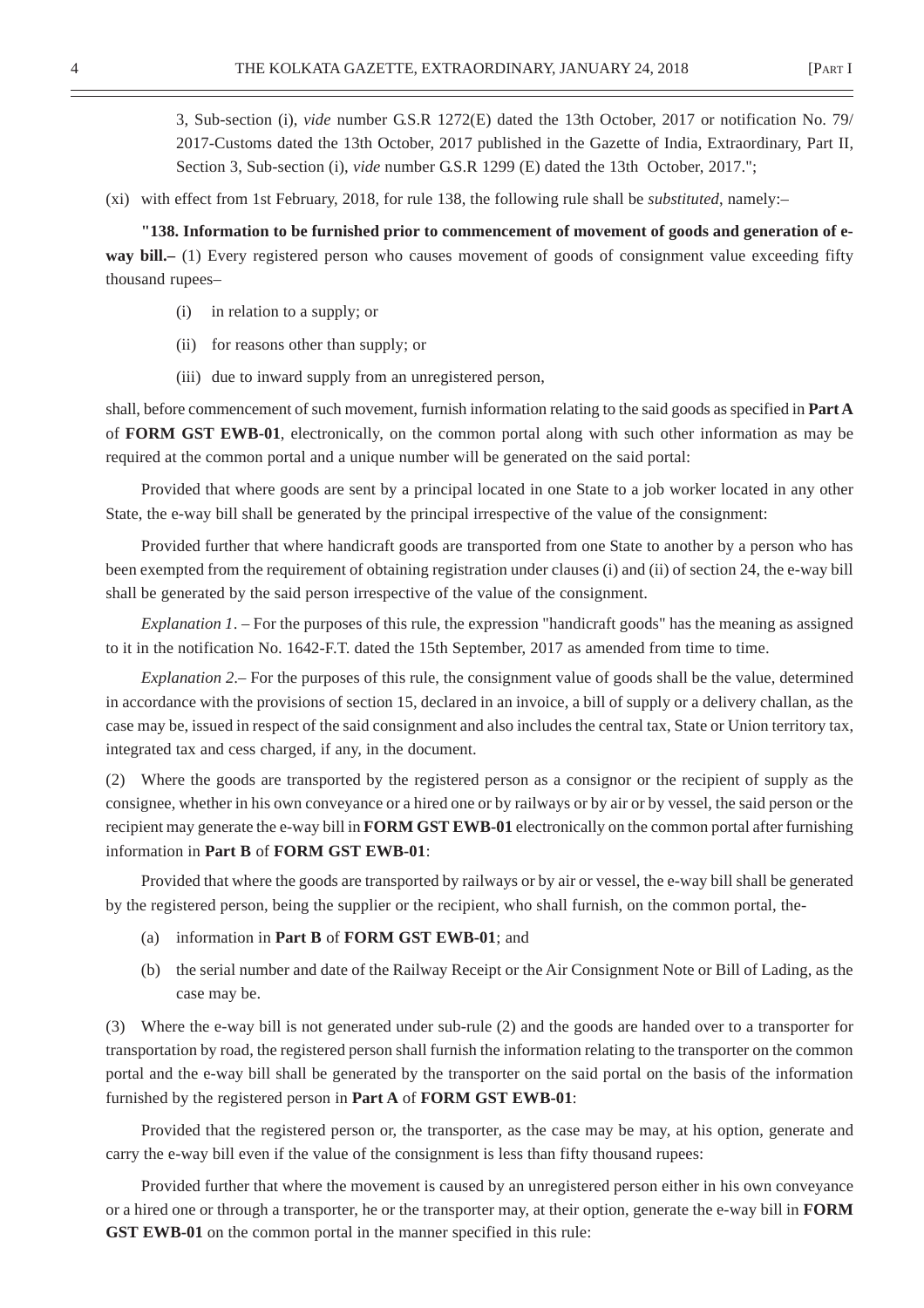3, Sub-section (i), *vide* number G.S.R 1272(E) dated the 13th October, 2017 or notification No. 79/ 2017-Customs dated the 13th October, 2017 published in the Gazette of India, Extraordinary, Part II, Section 3, Sub-section (i), *vide* number G.S.R 1299 (E) dated the 13th October, 2017.";

(xi) with effect from 1st February, 2018, for rule 138, the following rule shall be *substituted*, namely:–

**"138. Information to be furnished prior to commencement of movement of goods and generation of e-way bill.–** (1) Every registered person who causes movement of goods of consignment value exceeding fifty thousand rupees–

(i) in relation to a supply; or

(ii) for reasons other than supply; or

(iii) due to inward supply from an unregistered person,

shall, before commencement of such movement, furnish information relating to the said goods as specified in **Part A** of **FORM GST EWB-01**, electronically, on the common portal along with such other information as may be required at the common portal and a unique number will be generated on the said portal:

Provided that where goods are sent by a principal located in one State to a job worker located in any other State, the e-way bill shall be generated by the principal irrespective of the value of the consignment:

Provided further that where handicraft goods are transported from one State to another by a person who has been exempted from the requirement of obtaining registration under clauses (i) and (ii) of section 24, the e-way bill shall be generated by the said person irrespective of the value of the consignment.

*Explanation 1*. – For the purposes of this rule, the expression "handicraft goods" has the meaning as assigned to it in the notification No. 1642-F.T. dated the 15th September, 2017 as amended from time to time.

*Explanation 2*.– For the purposes of this rule, the consignment value of goods shall be the value, determined in accordance with the provisions of section 15, declared in an invoice, a bill of supply or a delivery challan, as the case may be, issued in respect of the said consignment and also includes the central tax, State or Union territory tax, integrated tax and cess charged, if any, in the document.

(2) Where the goods are transported by the registered person as a consignor or the recipient of supply as the consignee, whether in his own conveyance or a hired one or by railways or by air or by vessel, the said person or the recipient may generate the e-way bill in **FORM GST EWB-01** electronically on the common portal after furnishing information in **Part B** of **FORM GST EWB-01**:

Provided that where the goods are transported by railways or by air or vessel, the e-way bill shall be generated by the registered person, being the supplier or the recipient, who shall furnish, on the common portal, the-

(a) information in **Part B** of **FORM GST EWB-01**; and

(b) the serial number and date of the Railway Receipt or the Air Consignment Note or Bill of Lading, as the case may be.

(3) Where the e-way bill is not generated under sub-rule (2) and the goods are handed over to a transporter for transportation by road, the registered person shall furnish the information relating to the transporter on the common portal and the e-way bill shall be generated by the transporter on the said portal on the basis of the information furnished by the registered person in **Part A** of **FORM GST EWB-01**:

Provided that the registered person or, the transporter, as the case may be may, at his option, generate and carry the e-way bill even if the value of the consignment is less than fifty thousand rupees:

Provided further that where the movement is caused by an unregistered person either in his own conveyance or a hired one or through a transporter, he or the transporter may, at their option, generate the e-way bill in **FORM GST EWB-01** on the common portal in the manner specified in this rule: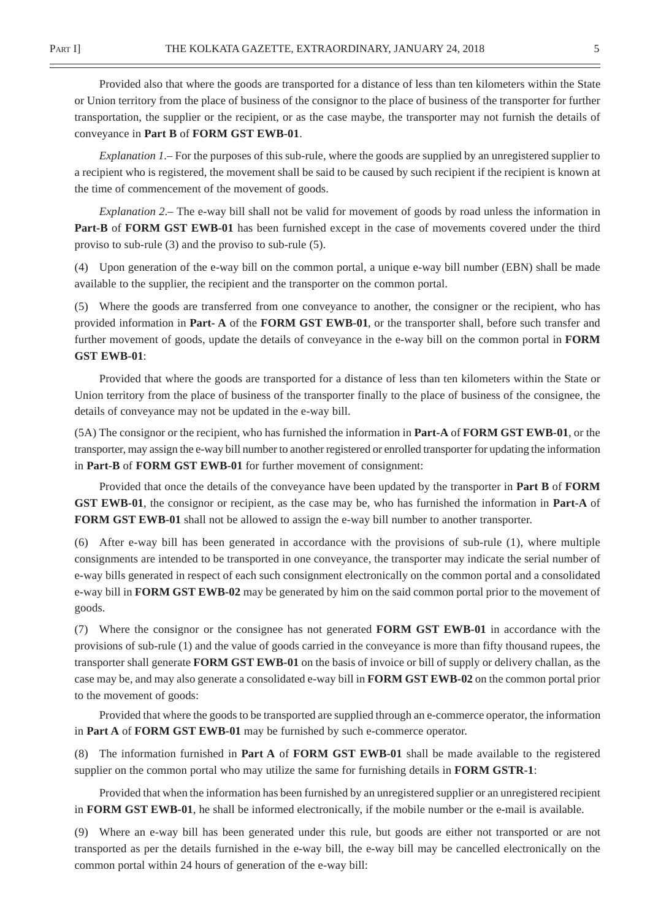Provided also that where the goods are transported for a distance of less than ten kilometers within the State or Union territory from the place of business of the consignor to the place of business of the transporter for further transportation, the supplier or the recipient, or as the case maybe, the transporter may not furnish the details of conveyance in **Part B** of **FORM GST EWB-01**.

*Explanation 1*.– For the purposes of this sub-rule, where the goods are supplied by an unregistered supplier to a recipient who is registered, the movement shall be said to be caused by such recipient if the recipient is known at the time of commencement of the movement of goods.

*Explanation 2*.– The e-way bill shall not be valid for movement of goods by road unless the information in **Part-B** of **FORM GST EWB-01** has been furnished except in the case of movements covered under the third proviso to sub-rule (3) and the proviso to sub-rule (5).

(4) Upon generation of the e-way bill on the common portal, a unique e-way bill number (EBN) shall be made available to the supplier, the recipient and the transporter on the common portal.

(5) Where the goods are transferred from one conveyance to another, the consigner or the recipient, who has provided information in **Part- A** of the **FORM GST EWB-01**, or the transporter shall, before such transfer and further movement of goods, update the details of conveyance in the e-way bill on the common portal in **FORM GST EWB-01**:

Provided that where the goods are transported for a distance of less than ten kilometers within the State or Union territory from the place of business of the transporter finally to the place of business of the consignee, the details of conveyance may not be updated in the e-way bill.

(5A) The consignor or the recipient, who has furnished the information in **Part-A** of **FORM GST EWB-01**, or the transporter, may assign the e-way bill number to another registered or enrolled transporter for updating the information in **Part-B** of **FORM GST EWB-01** for further movement of consignment:

Provided that once the details of the conveyance have been updated by the transporter in **Part B** of **FORM GST EWB-01**, the consignor or recipient, as the case may be, who has furnished the information in **Part-A** of **FORM GST EWB-01** shall not be allowed to assign the e-way bill number to another transporter.

(6) After e-way bill has been generated in accordance with the provisions of sub-rule (1), where multiple consignments are intended to be transported in one conveyance, the transporter may indicate the serial number of e-way bills generated in respect of each such consignment electronically on the common portal and a consolidated e-way bill in **FORM GST EWB-02** may be generated by him on the said common portal prior to the movement of goods.

(7) Where the consignor or the consignee has not generated **FORM GST EWB-01** in accordance with the provisions of sub-rule (1) and the value of goods carried in the conveyance is more than fifty thousand rupees, the transporter shall generate **FORM GST EWB-01** on the basis of invoice or bill of supply or delivery challan, as the case may be, and may also generate a consolidated e-way bill in **FORM GST EWB-02** on the common portal prior to the movement of goods:

Provided that where the goods to be transported are supplied through an e-commerce operator, the information in **Part A** of **FORM GST EWB-01** may be furnished by such e-commerce operator.

(8) The information furnished in **Part A** of **FORM GST EWB-01** shall be made available to the registered supplier on the common portal who may utilize the same for furnishing details in **FORM GSTR-1**:

Provided that when the information has been furnished by an unregistered supplier or an unregistered recipient in **FORM GST EWB-01**, he shall be informed electronically, if the mobile number or the e-mail is available.

(9) Where an e-way bill has been generated under this rule, but goods are either not transported or are not transported as per the details furnished in the e-way bill, the e-way bill may be cancelled electronically on the common portal within 24 hours of generation of the e-way bill: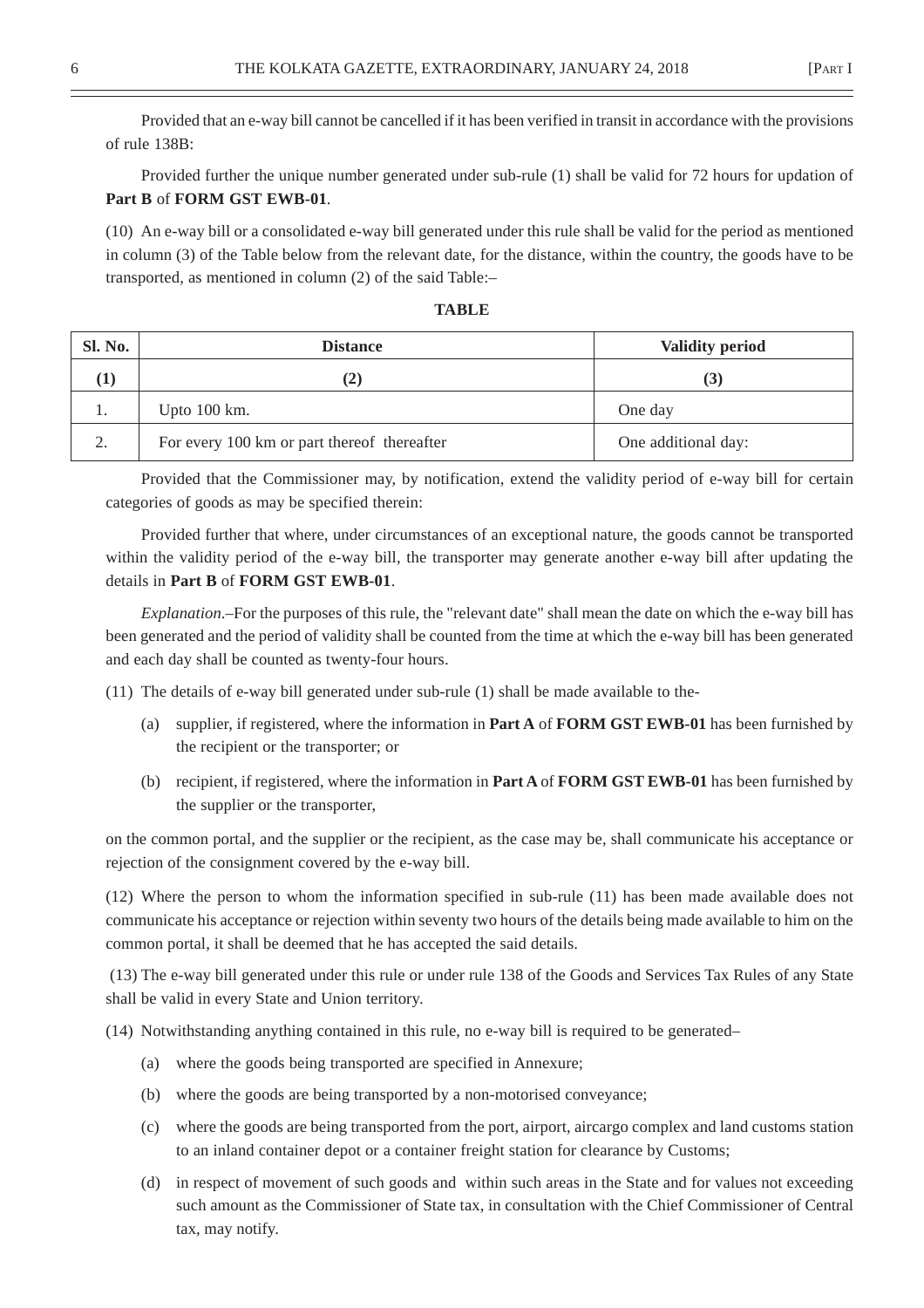Provided that an e-way bill cannot be cancelled if it has been verified in transit in accordance with the provisions of rule 138B:

Provided further the unique number generated under sub-rule (1) shall be valid for 72 hours for updation of **Part B** of **FORM GST EWB-01**.

(10) An e-way bill or a consolidated e-way bill generated under this rule shall be valid for the period as mentioned in column (3) of the Table below from the relevant date, for the distance, within the country, the goods have to be transported, as mentioned in column (2) of the said Table:–

**TABLE**

| Sl. No. | Distance | Validity period |
|---|---|---|
| **(1)** | **(2)** | **(3)** |
| 1. | Upto 100 km. | One day |
| 2. | For every 100 km or part thereof thereafter | One additional day: |

Provided that the Commissioner may, by notification, extend the validity period of e-way bill for certain categories of goods as may be specified therein:

Provided further that where, under circumstances of an exceptional nature, the goods cannot be transported within the validity period of the e-way bill, the transporter may generate another e-way bill after updating the details in **Part B** of **FORM GST EWB-01**.

*Explanation*.–For the purposes of this rule, the "relevant date" shall mean the date on which the e-way bill has been generated and the period of validity shall be counted from the time at which the e-way bill has been generated and each day shall be counted as twenty-four hours.

(11) The details of e-way bill generated under sub-rule (1) shall be made available to the-

(a) supplier, if registered, where the information in **Part A** of **FORM GST EWB-01** has been furnished by the recipient or the transporter; or

(b) recipient, if registered, where the information in **Part A** of **FORM GST EWB-01** has been furnished by the supplier or the transporter,

on the common portal, and the supplier or the recipient, as the case may be, shall communicate his acceptance or rejection of the consignment covered by the e-way bill.

(12) Where the person to whom the information specified in sub-rule (11) has been made available does not communicate his acceptance or rejection within seventy two hours of the details being made available to him on the common portal, it shall be deemed that he has accepted the said details.

(13) The e-way bill generated under this rule or under rule 138 of the Goods and Services Tax Rules of any State shall be valid in every State and Union territory.

(14) Notwithstanding anything contained in this rule, no e-way bill is required to be generated–

(a) where the goods being transported are specified in Annexure;

(b) where the goods are being transported by a non-motorised conveyance;

(c) where the goods are being transported from the port, airport, aircargo complex and land customs station to an inland container depot or a container freight station for clearance by Customs;

(d) in respect of movement of such goods and within such areas in the State and for values not exceeding such amount as the Commissioner of State tax, in consultation with the Chief Commissioner of Central tax, may notify.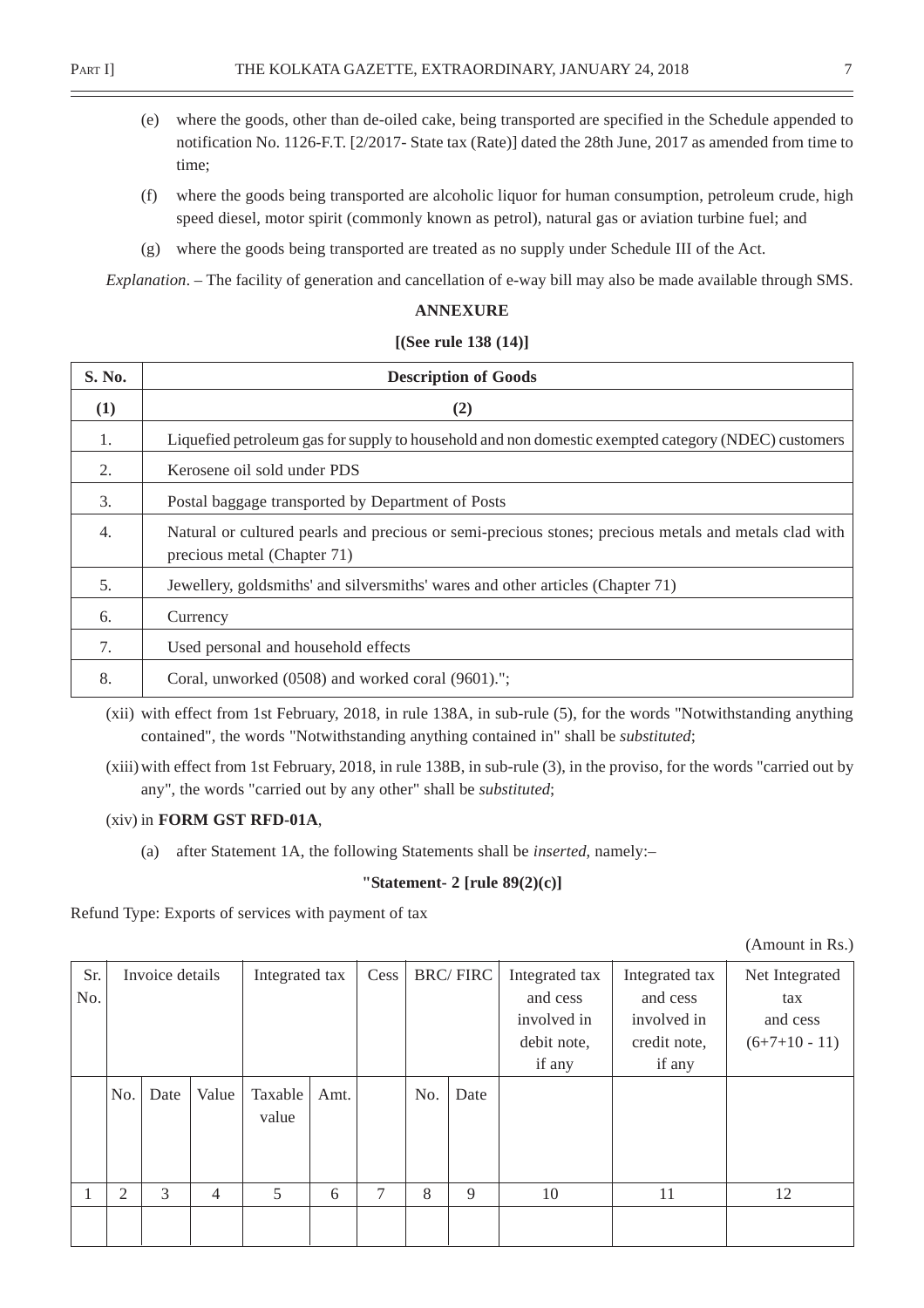(e) where the goods, other than de-oiled cake, being transported are specified in the Schedule appended to notification No. 1126-F.T. [2/2017- State tax (Rate)] dated the 28th June, 2017 as amended from time to time;

(f) where the goods being transported are alcoholic liquor for human consumption, petroleum crude, high speed diesel, motor spirit (commonly known as petrol), natural gas or aviation turbine fuel; and

(g) where the goods being transported are treated as no supply under Schedule III of the Act.

*Explanation*. – The facility of generation and cancellation of e-way bill may also be made available through SMS.

**ANNEXURE**

**[(See rule 138 (14)]**

| S. No. | Description of Goods |
|---|---|
| **(1)** | **(2)** |
| 1. | Liquefied petroleum gas for supply to household and non domestic exempted category (NDEC) customers |
| 2. | Kerosene oil sold under PDS |
| 3. | Postal baggage transported by Department of Posts |
| 4. | Natural or cultured pearls and precious or semi-precious stones; precious metals and metals clad with precious metal (Chapter 71) |
| 5. | Jewellery, goldsmiths' and silversmiths' wares and other articles (Chapter 71) |
| 6. | Currency |
| 7. | Used personal and household effects |
| 8. | Coral, unworked (0508) and worked coral (9601)."; |

(xii) with effect from 1st February, 2018, in rule 138A, in sub-rule (5), for the words "Notwithstanding anything contained", the words "Notwithstanding anything contained in" shall be *substituted*;

(xiii) with effect from 1st February, 2018, in rule 138B, in sub-rule (3), in the proviso, for the words "carried out by any", the words "carried out by any other" shall be *substituted*;

(xiv) in **FORM GST RFD-01A**,

(a) after Statement 1A, the following Statements shall be *inserted*, namely:–

**"Statement- 2 [rule 89(2)(c)]**

Refund Type: Exports of services with payment of tax

(Amount in Rs.)

| Sr. No. | Invoice details | | | Integrated tax | | Cess | BRC/ FIRC | | Integrated tax and cess involved in debit note, if any | Integrated tax and cess involved in credit note, if any | Net Integrated tax and cess (6+7+10 - 11) |
|---|---|---|---|---|---|---|---|---|---|---|---|
| | No. | Date | Value | Taxable value | Amt. | | No. | Date | | | |
| 1 | 2 | 3 | 4 | 5 | 6 | 7 | 8 | 9 | 10 | 11 | 12 |
| | | | | | | | | | | | |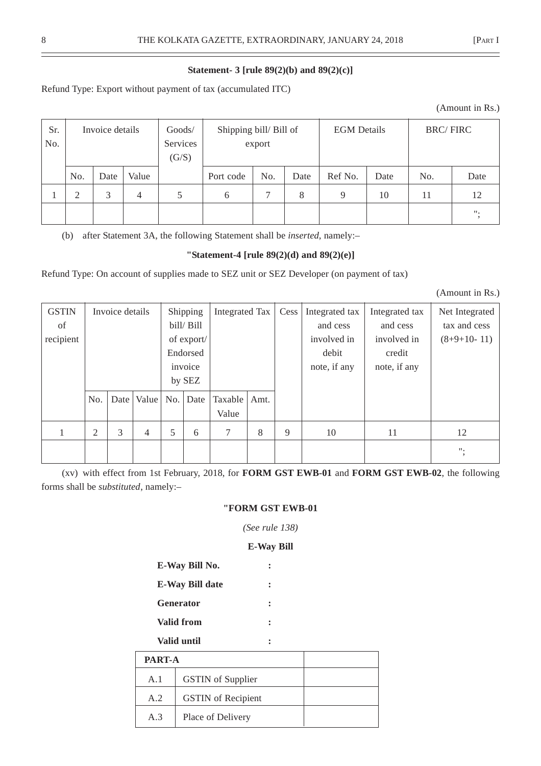**Statement- 3 [rule 89(2)(b) and 89(2)(c)]**

Refund Type: Export without payment of tax (accumulated ITC)

(Amount in Rs.)

| Sr. No. | Invoice details | | | Goods/ Services (G/S) | Shipping bill/ Bill of export | | | EGM Details | | BRC/ FIRC | |
|---|---|---|---|---|---|---|---|---|---|---|---|
| | No. | Date | Value | | Port code | No. | Date | Ref No. | Date | No. | Date |
| 1 | 2 | 3 | 4 | 5 | 6 | 7 | 8 | 9 | 10 | 11 | 12 |
| | | | | | | | | | | | "; |

(b) after Statement 3A, the following Statement shall be *inserted*, namely:–

**"Statement-4 [rule 89(2)(d) and 89(2)(e)]**

Refund Type: On account of supplies made to SEZ unit or SEZ Developer (on payment of tax)

(Amount in Rs.)

| GSTIN of recipient | Invoice details | | | Shipping bill/ Bill of export/ Endorsed invoice by SEZ | | Integrated Tax | | Cess | Integrated tax and cess involved in debit note, if any | Integrated tax and cess involved in credit note, if any | Net Integrated tax and cess (8+9+10- 11) |
|---|---|---|---|---|---|---|---|---|---|---|---|
| | No. | Date | Value | No. | Date | Taxable Value | Amt. | | | | |
| 1 | 2 | 3 | 4 | 5 | 6 | 7 | 8 | 9 | 10 | 11 | 12 |
| | | | | | | | | | | | "; |

(xv) with effect from 1st February, 2018, for **FORM GST EWB-01** and **FORM GST EWB-02**, the following forms shall be *substituted*, namely:–

**"FORM GST EWB-01**

*(See rule 138)*

**E-Way Bill**

**E-Way Bill No.** :

**E-Way Bill date** :

**Generator** :

**Valid from** :

**Valid until** :

| **PART-A** | | |
|---|---|---|
| A.1 | GSTIN of Supplier | |
| A.2 | GSTIN of Recipient | |
| A.3 | Place of Delivery | |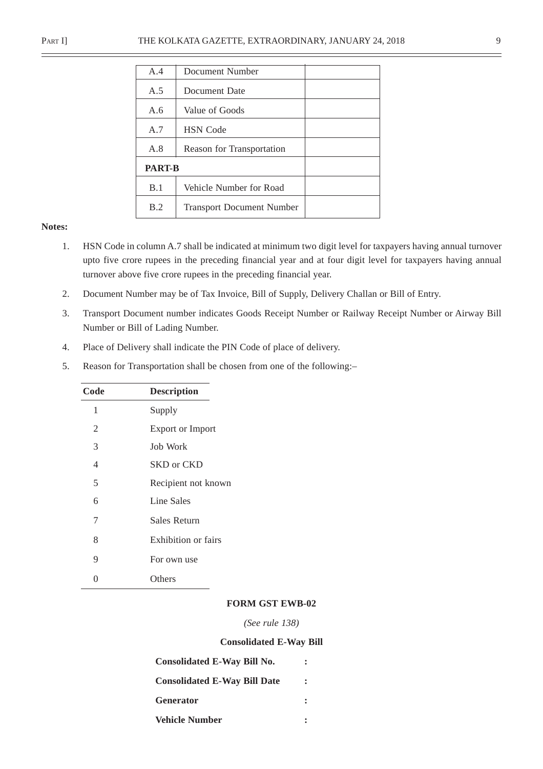| | | |
|---|---|---|
| A.4 | Document Number | |
| A.5 | Document Date | |
| A.6 | Value of Goods | |
| A.7 | HSN Code | |
| A.8 | Reason for Transportation | |
| **PART-B** | | |
| B.1 | Vehicle Number for Road | |
| B.2 | Transport Document Number | |

**Notes:**

1. HSN Code in column A.7 shall be indicated at minimum two digit level for taxpayers having annual turnover upto five crore rupees in the preceding financial year and at four digit level for taxpayers having annual turnover above five crore rupees in the preceding financial year.
2. Document Number may be of Tax Invoice, Bill of Supply, Delivery Challan or Bill of Entry.
3. Transport Document number indicates Goods Receipt Number or Railway Receipt Number or Airway Bill Number or Bill of Lading Number.
4. Place of Delivery shall indicate the PIN Code of place of delivery.
5. Reason for Transportation shall be chosen from one of the following:–

| Code | Description |
|---|---|
| 1 | Supply |
| 2 | Export or Import |
| 3 | Job Work |
| 4 | SKD or CKD |
| 5 | Recipient not known |
| 6 | Line Sales |
| 7 | Sales Return |
| 8 | Exhibition or fairs |
| 9 | For own use |
| 0 | Others |

**FORM GST EWB-02**

*(See rule 138)*

**Consolidated E-Way Bill**

**Consolidated E-Way Bill No.** :

**Consolidated E-Way Bill Date** :

**Generator** :

**Vehicle Number** :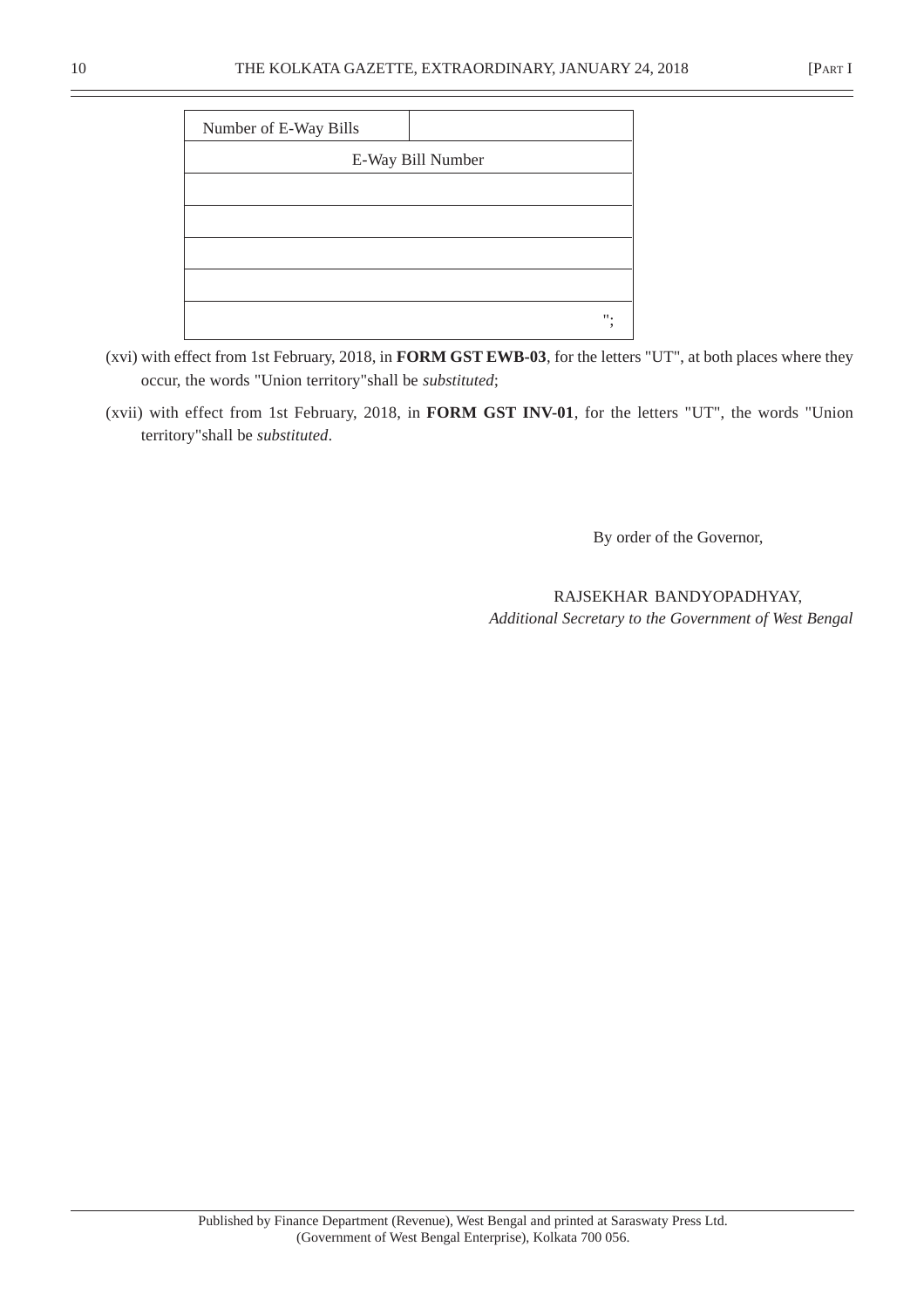| Number of E-Way Bills | |
|---|---|
| E-Way Bill Number | |
| | |
| | |
| | |
| | |
| | "; |

(xvi) with effect from 1st February, 2018, in **FORM GST EWB-03**, for the letters "UT", at both places where they occur, the words "Union territory"shall be *substituted*;

(xvii) with effect from 1st February, 2018, in **FORM GST INV-01**, for the letters "UT", the words "Union territory"shall be *substituted*.

By order of the Governor,

RAJSEKHAR BANDYOPADHYAY,
*Additional Secretary to the Government of West Bengal*

Published by Finance Department (Revenue), West Bengal and printed at Saraswaty Press Ltd.
(Government of West Bengal Enterprise), Kolkata 700 056.